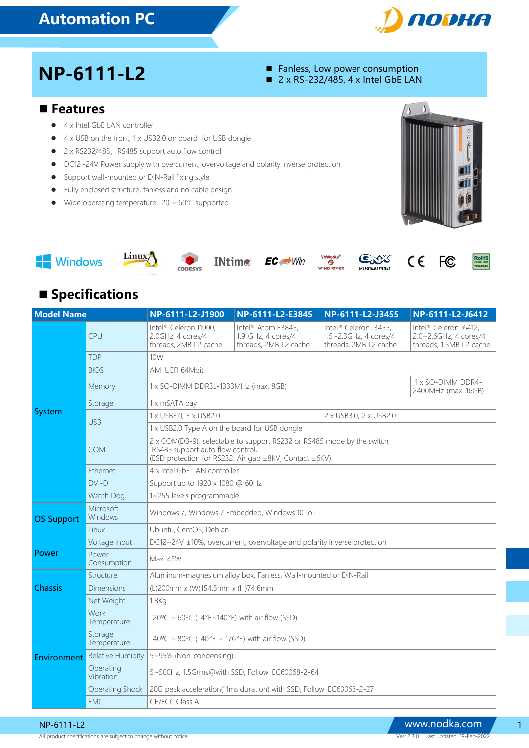# Automation PC

## NP-6111-L2

- Fanless, Low power consumption
- 2 x RS-232/485, 4 x Intel GbE LAN

## Features

- 4 x Intel GbE LAN controller
- 4 x USB on the front, 1 x USB2.0 on board for USB dongle
- 2 x RS232/485, RS485 support auto flow control
- DC12~24V Power supply with overcurrent, overvoltage and polarity inverse protection
- Support wall-mounted or DIN-Rail fixing style
- Fully enclosed structure, fanless and no cable design
- Wide operating temperature -20 ~ 60℃ supported

Windows | Linux | CODESYS | INtime | EC-Win | VxWorks WIND RIVER | QNX SOFTWARE SYSTEMS | CE | FC | RoHS

## Specifications

| Model Name | | NP-6111-L2-J1900 | NP-6111-L2-E3845 | NP-6111-L2-J3455 | NP-6111-L2-J6412 |
|---|---|---|---|---|---|
| System | CPU | Intel® Celeron J1900, 2.0GHz, 4 cores/4 threads, 2MB L2 cache | Intel® Atom E3845, 1.91GHz, 4 cores/4 threads, 2MB L2 cache | Intel® Celeron J3455, 1.5~2.3GHz, 4 cores/4 threads, 2MB L2 cache | Intel® Celeron J6412, 2.0~2.6GHz, 4 cores/4 threads, 1.5MB L2 cache |
| | TDP | 10W | | | |
| | BIOS | AMI UEFI 64Mbit | | | |
| | Memory | 1 x SO-DIMM DDR3L-1333MHz (max. 8GB) | | | 1 x SO-DIMM DDR4-2400MHz (max. 16GB) |
| | Storage | 1 x mSATA bay | | | |
| | USB | 1 x USB3.0, 3 x USB2.0 | | 2 x USB3.0, 2 x USB2.0 | |
| | | 1 x USB2.0 Type A on the board for USB dongle | | | |
| | COM | 2 x COM(DB-9), selectable to support RS232 or RS485 mode by the switch, RS485 support auto flow control, (ESD protection for RS232: Air gap ±8KV, Contact ±6KV) | | | |
| | Ethernet | 4 x Intel GbE LAN controller | | | |
| | DVI-D | Support up to 1920 x 1080 @ 60Hz | | | |
| | Watch Dog | 1~255 levels programmable | | | |
| OS Support | Microsoft Windows | Windows 7, Windows 7 Embedded, Windows 10 IoT | | | |
| | Linux | Ubuntu, CentOS, Debian | | | |
| Power | Voltage Input | DC12~24V ±10%, overcurrent, overvoltage and polarity inverse protection | | | |
| | Power Consumption | Max. 45W | | | |
| Chassis | Structure | Aluminum-magnesium alloy box, Fanless, Wall-mounted or DIN-Rail | | | |
| | Dimensions | (L)200mm x (W)154.5mm x (H)74.6mm | | | |
| | Net Weight | 1.8Kg | | | |
| Environment | Work Temperature | -20ºC ~ 60ºC (-4°F~140°F) with air flow (SSD) | | | |
| | Storage Temperature | -40ºC ~ 80ºC (-40°F ~ 176°F) with air flow (SSD) | | | |
| | Relative Humidity | 5~95% (Non-condensing) | | | |
| | Operating Vibration | 5~500Hz, 1.5Grms@with SSD, Follow IEC60068-2-64 | | | |
| | Operating Shock | 20G peak acceleration(11ms duration) with SSD, Follow IEC60068-2-27 | | | |
| | EMC | CE/FCC Class A | | | |

All product specifications are subject to change without notice.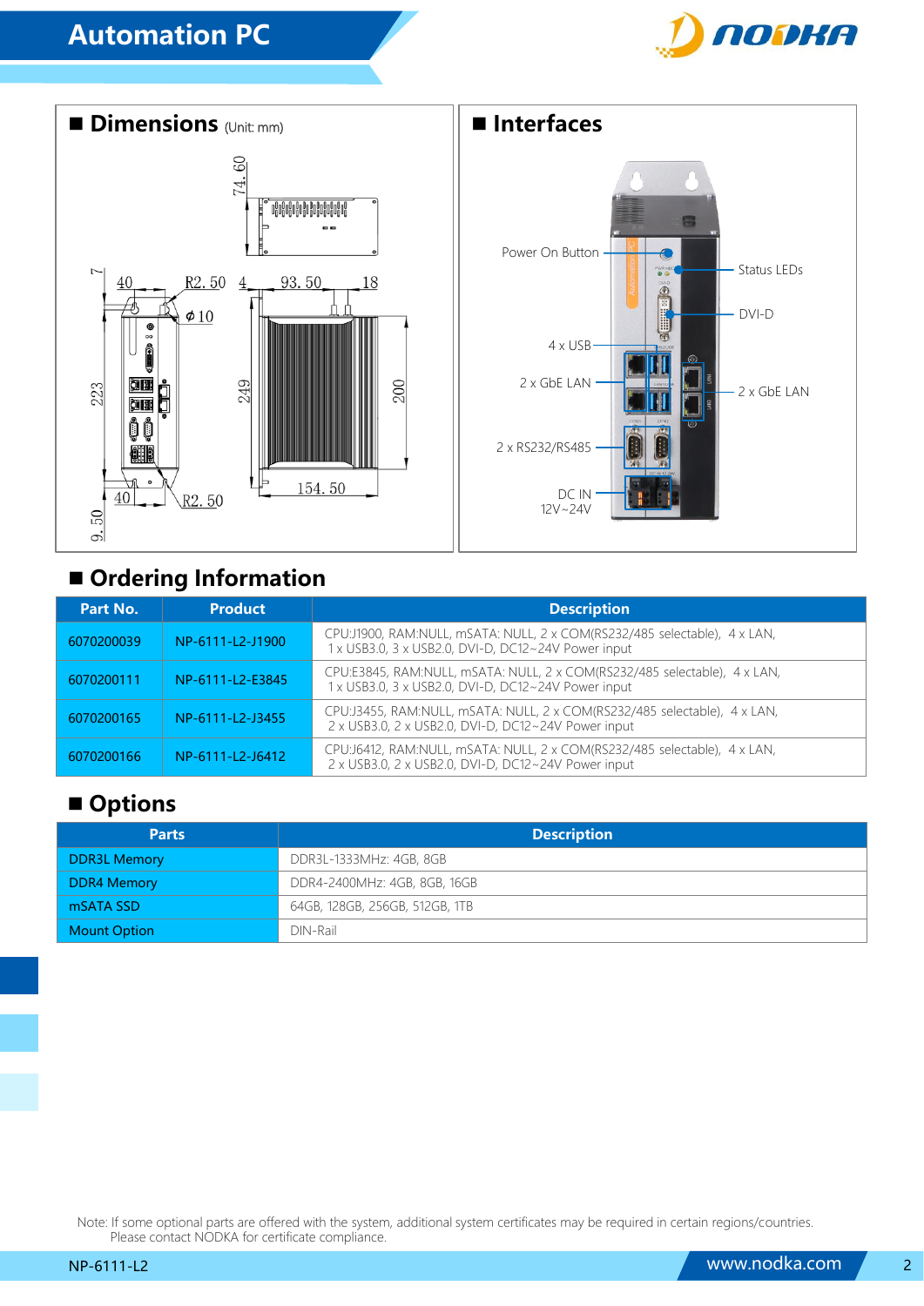## Dimensions (Unit: mm)

74.60

7 40 R2.50 4 93.50 18

ϕ10

223 249 200

9.50 40 R2.50 154.50

## Interfaces

Power On Button

Status LEDs

DVI-D

4 x USB

2 x GbE LAN

2 x GbE LAN

2 x RS232/RS485

DC IN 12V~24V

## Ordering Information

| Part No. | Product | Description |
|---|---|---|
| 6070200039 | NP-6111-L2-J1900 | CPU:J1900, RAM:NULL, mSATA: NULL, 2 x COM(RS232/485 selectable), 4 x LAN, 1 x USB3.0, 3 x USB2.0, DVI-D, DC12~24V Power input |
| 6070200111 | NP-6111-L2-E3845 | CPU:E3845, RAM:NULL, mSATA: NULL, 2 x COM(RS232/485 selectable), 4 x LAN, 1 x USB3.0, 3 x USB2.0, DVI-D, DC12~24V Power input |
| 6070200165 | NP-6111-L2-J3455 | CPU:J3455, RAM:NULL, mSATA: NULL, 2 x COM(RS232/485 selectable), 4 x LAN, 2 x USB3.0, 2 x USB2.0, DVI-D, DC12~24V Power input |
| 6070200166 | NP-6111-L2-J6412 | CPU:J6412, RAM:NULL, mSATA: NULL, 2 x COM(RS232/485 selectable), 4 x LAN, 2 x USB3.0, 2 x USB2.0, DVI-D, DC12~24V Power input |

## Options

| Parts | Description |
|---|---|
| DDR3L Memory | DDR3L-1333MHz: 4GB, 8GB |
| DDR4 Memory | DDR4-2400MHz: 4GB, 8GB, 16GB |
| mSATA SSD | 64GB, 128GB, 256GB, 512GB, 1TB |
| Mount Option | DIN-Rail |

Note: If some optional parts are offered with the system, additional system certificates may be required in certain regions/countries. Please contact NODKA for certificate compliance.